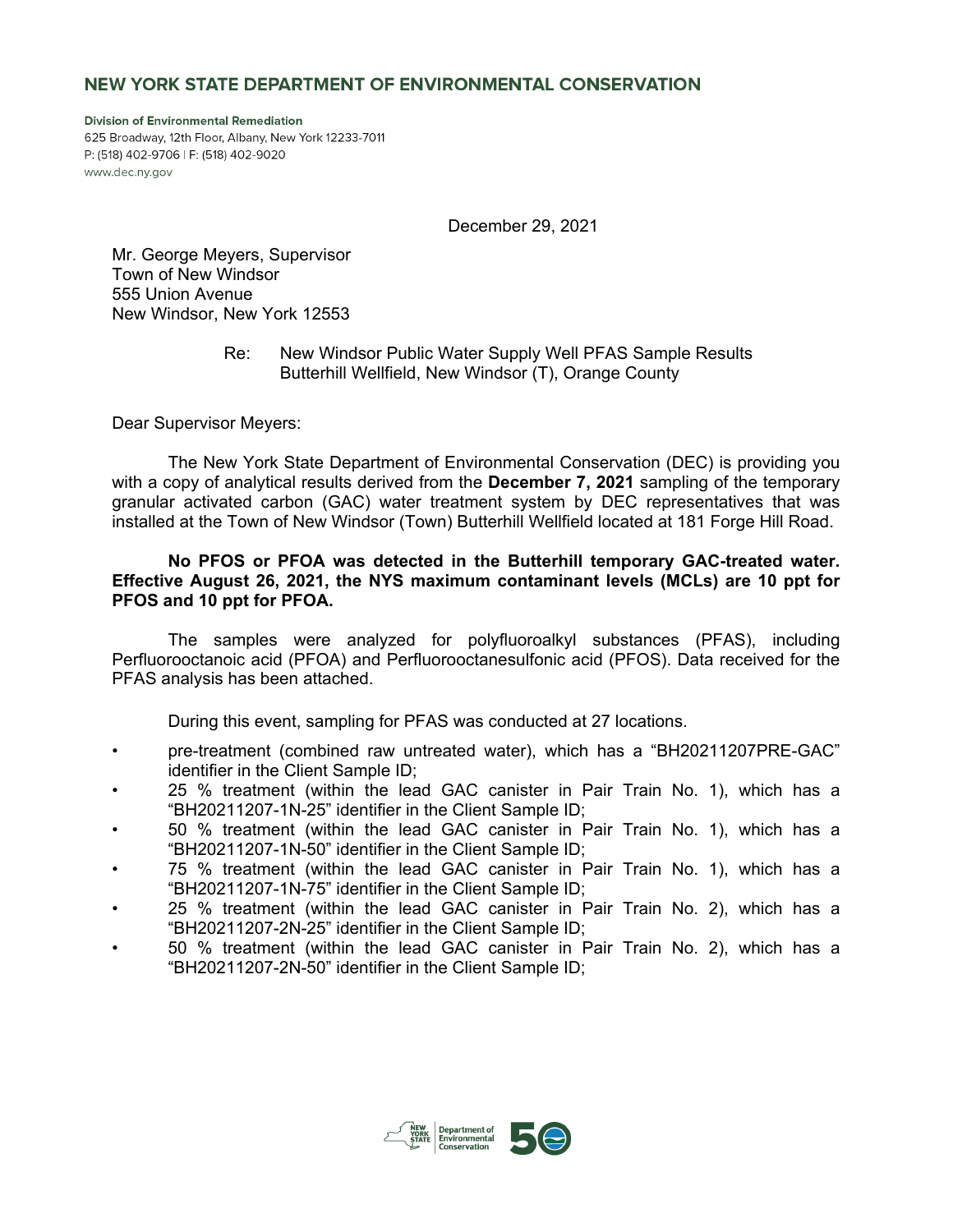# NEW YORK STATE DEPARTMENT OF ENVIRONMENTAL CONSERVATION

**Division of Environmental Remediation**
625 Broadway, 12th Floor, Albany, New York 12233-7011
P: (518) 402-9706 | F: (518) 402-9020
www.dec.ny.gov

December 29, 2021

Mr. George Meyers, Supervisor
Town of New Windsor
555 Union Avenue
New Windsor, New York 12553

Re: New Windsor Public Water Supply Well PFAS Sample Results
Butterhill Wellfield, New Windsor (T), Orange County

Dear Supervisor Meyers:

The New York State Department of Environmental Conservation (DEC) is providing you with a copy of analytical results derived from the **December 7, 2021** sampling of the temporary granular activated carbon (GAC) water treatment system by DEC representatives that was installed at the Town of New Windsor (Town) Butterhill Wellfield located at 181 Forge Hill Road.

**No PFOS or PFOA was detected in the Butterhill temporary GAC-treated water. Effective August 26, 2021, the NYS maximum contaminant levels (MCLs) are 10 ppt for PFOS and 10 ppt for PFOA.**

The samples were analyzed for polyfluoroalkyl substances (PFAS), including Perfluorooctanoic acid (PFOA) and Perfluorooctanesulfonic acid (PFOS). Data received for the PFAS analysis has been attached.

During this event, sampling for PFAS was conducted at 27 locations.

- pre-treatment (combined raw untreated water), which has a "BH20211207PRE-GAC" identifier in the Client Sample ID;
- 25 % treatment (within the lead GAC canister in Pair Train No. 1), which has a "BH20211207-1N-25" identifier in the Client Sample ID;
- 50 % treatment (within the lead GAC canister in Pair Train No. 1), which has a "BH20211207-1N-50" identifier in the Client Sample ID;
- 75 % treatment (within the lead GAC canister in Pair Train No. 1), which has a "BH20211207-1N-75" identifier in the Client Sample ID;
- 25 % treatment (within the lead GAC canister in Pair Train No. 2), which has a "BH20211207-2N-25" identifier in the Client Sample ID;
- 50 % treatment (within the lead GAC canister in Pair Train No. 2), which has a "BH20211207-2N-50" identifier in the Client Sample ID;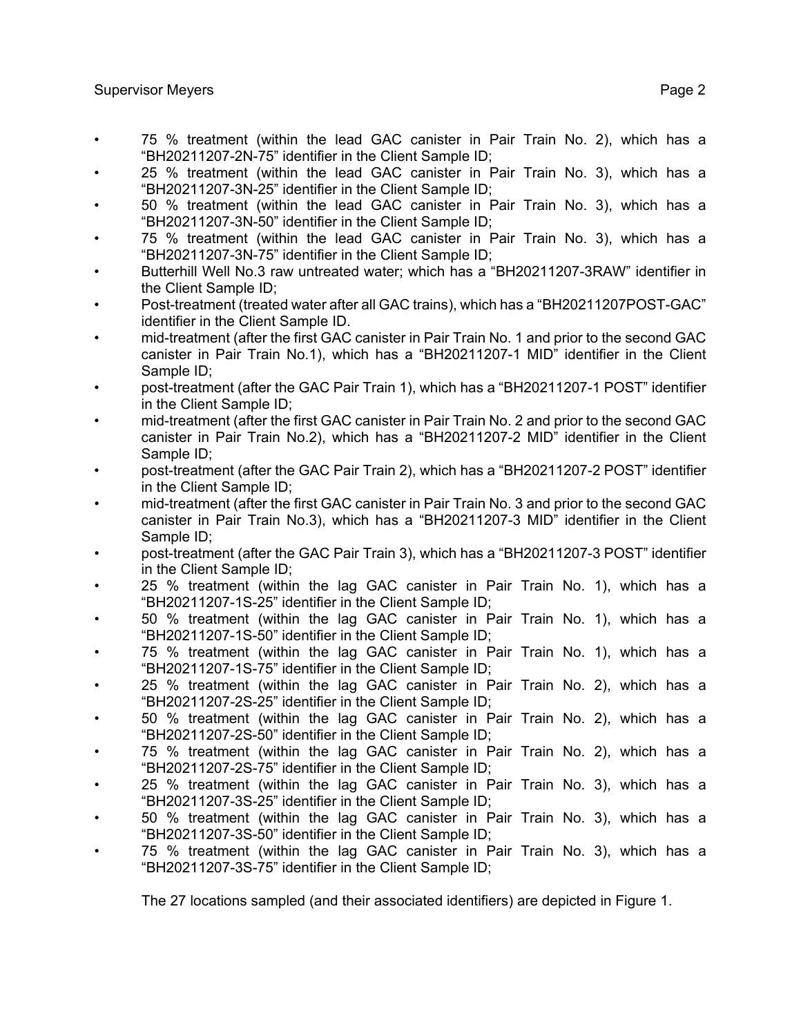- 75 % treatment (within the lead GAC canister in Pair Train No. 2), which has a "BH20211207-2N-75" identifier in the Client Sample ID;
- 25 % treatment (within the lead GAC canister in Pair Train No. 3), which has a "BH20211207-3N-25" identifier in the Client Sample ID;
- 50 % treatment (within the lead GAC canister in Pair Train No. 3), which has a "BH20211207-3N-50" identifier in the Client Sample ID;
- 75 % treatment (within the lead GAC canister in Pair Train No. 3), which has a "BH20211207-3N-75" identifier in the Client Sample ID;
- Butterhill Well No.3 raw untreated water; which has a "BH20211207-3RAW" identifier in the Client Sample ID;
- Post-treatment (treated water after all GAC trains), which has a "BH20211207POST-GAC" identifier in the Client Sample ID.
- mid-treatment (after the first GAC canister in Pair Train No. 1 and prior to the second GAC canister in Pair Train No.1), which has a "BH20211207-1 MID" identifier in the Client Sample ID;
- post-treatment (after the GAC Pair Train 1), which has a "BH20211207-1 POST" identifier in the Client Sample ID;
- mid-treatment (after the first GAC canister in Pair Train No. 2 and prior to the second GAC canister in Pair Train No.2), which has a "BH20211207-2 MID" identifier in the Client Sample ID;
- post-treatment (after the GAC Pair Train 2), which has a "BH20211207-2 POST" identifier in the Client Sample ID;
- mid-treatment (after the first GAC canister in Pair Train No. 3 and prior to the second GAC canister in Pair Train No.3), which has a "BH20211207-3 MID" identifier in the Client Sample ID;
- post-treatment (after the GAC Pair Train 3), which has a "BH20211207-3 POST" identifier in the Client Sample ID;
- 25 % treatment (within the lag GAC canister in Pair Train No. 1), which has a "BH20211207-1S-25" identifier in the Client Sample ID;
- 50 % treatment (within the lag GAC canister in Pair Train No. 1), which has a "BH20211207-1S-50" identifier in the Client Sample ID;
- 75 % treatment (within the lag GAC canister in Pair Train No. 1), which has a "BH20211207-1S-75" identifier in the Client Sample ID;
- 25 % treatment (within the lag GAC canister in Pair Train No. 2), which has a "BH20211207-2S-25" identifier in the Client Sample ID;
- 50 % treatment (within the lag GAC canister in Pair Train No. 2), which has a "BH20211207-2S-50" identifier in the Client Sample ID;
- 75 % treatment (within the lag GAC canister in Pair Train No. 2), which has a "BH20211207-2S-75" identifier in the Client Sample ID;
- 25 % treatment (within the lag GAC canister in Pair Train No. 3), which has a "BH20211207-3S-25" identifier in the Client Sample ID;
- 50 % treatment (within the lag GAC canister in Pair Train No. 3), which has a "BH20211207-3S-50" identifier in the Client Sample ID;
- 75 % treatment (within the lag GAC canister in Pair Train No. 3), which has a "BH20211207-3S-75" identifier in the Client Sample ID;

The 27 locations sampled (and their associated identifiers) are depicted in Figure 1.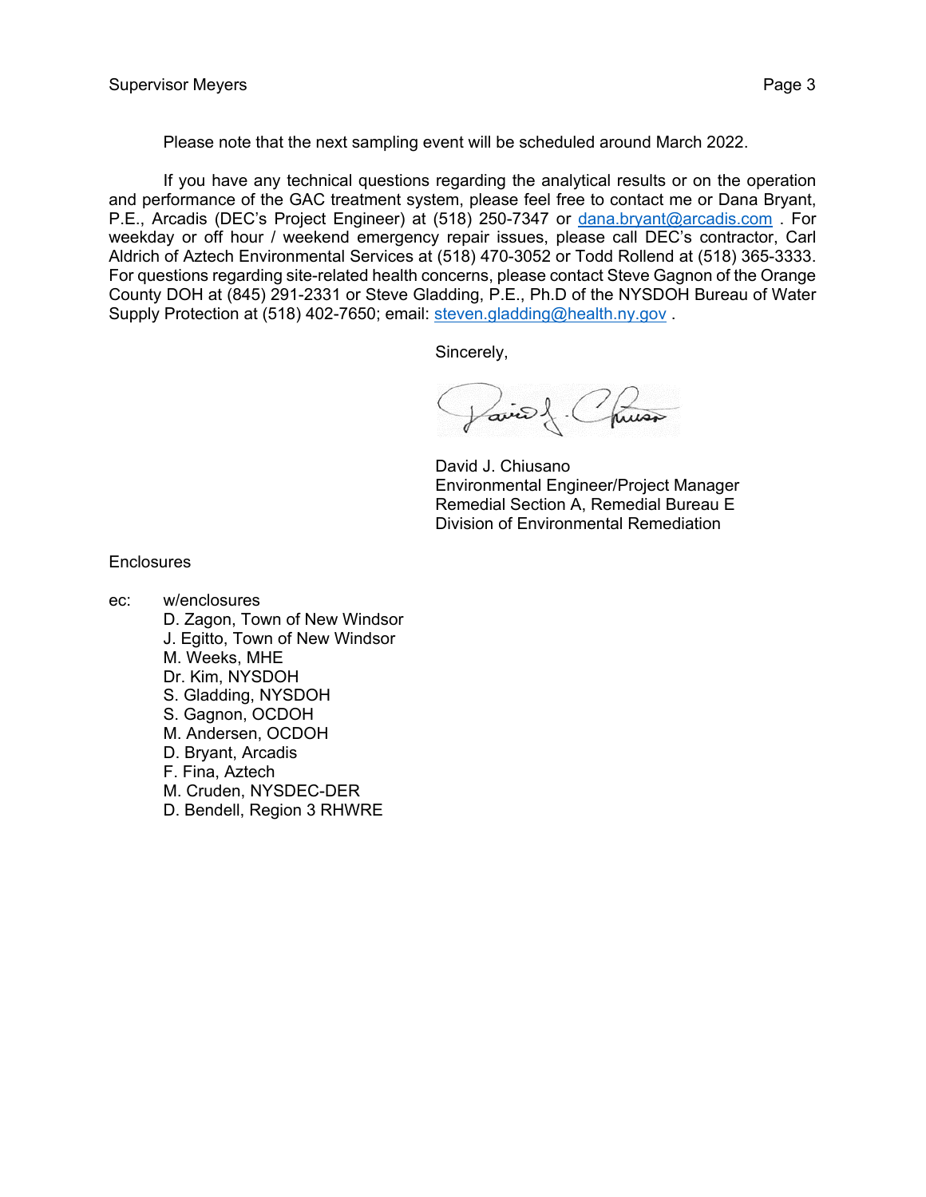Please note that the next sampling event will be scheduled around March 2022.

If you have any technical questions regarding the analytical results or on the operation and performance of the GAC treatment system, please feel free to contact me or Dana Bryant, P.E., Arcadis (DEC's Project Engineer) at (518) 250-7347 or dana.bryant@arcadis.com . For weekday or off hour / weekend emergency repair issues, please call DEC's contractor, Carl Aldrich of Aztech Environmental Services at (518) 470-3052 or Todd Rollend at (518) 365-3333. For questions regarding site-related health concerns, please contact Steve Gagnon of the Orange County DOH at (845) 291-2331 or Steve Gladding, P.E., Ph.D of the NYSDOH Bureau of Water Supply Protection at (518) 402-7650; email: steven.gladding@health.ny.gov .

Sincerely,

David J. Chiusano
Environmental Engineer/Project Manager
Remedial Section A, Remedial Bureau E
Division of Environmental Remediation

Enclosures

ec: w/enclosures
D. Zagon, Town of New Windsor
J. Egitto, Town of New Windsor
M. Weeks, MHE
Dr. Kim, NYSDOH
S. Gladding, NYSDOH
S. Gagnon, OCDOH
M. Andersen, OCDOH
D. Bryant, Arcadis
F. Fina, Aztech
M. Cruden, NYSDEC-DER
D. Bendell, Region 3 RHWRE